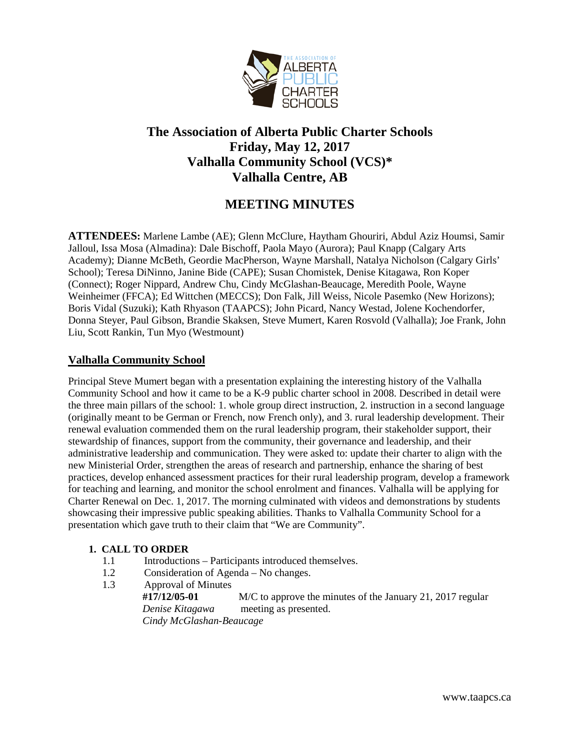# The Association of Alberta Public Charter Schools
# Friday, May 12, 2017
# Valhalla Community School (VCS)*
# Valhalla Centre, AB

## MEETING MINUTES

**ATTENDEES:** Marlene Lambe (AE); Glenn McClure, Haytham Ghouriri, Abdul Aziz Houmsi, Samir Jalloul, Issa Mosa (Almadina): Dale Bischoff, Paola Mayo (Aurora); Paul Knapp (Calgary Arts Academy); Dianne McBeth, Geordie MacPherson, Wayne Marshall, Natalya Nicholson (Calgary Girls' School); Teresa DiNinno, Janine Bide (CAPE); Susan Chomistek, Denise Kitagawa, Ron Koper (Connect); Roger Nippard, Andrew Chu, Cindy McGlashan-Beaucage, Meredith Poole, Wayne Weinheimer (FFCA); Ed Wittchen (MECCS); Don Falk, Jill Weiss, Nicole Pasemko (New Horizons); Boris Vidal (Suzuki); Kath Rhyason (TAAPCS); John Picard, Nancy Westad, Jolene Kochendorfer, Donna Steyer, Paul Gibson, Brandie Skaksen, Steve Mumert, Karen Rosvold (Valhalla); Joe Frank, John Liu, Scott Rankin, Tun Myo (Westmount)

### Valhalla Community School

Principal Steve Mumert began with a presentation explaining the interesting history of the Valhalla Community School and how it came to be a K-9 public charter school in 2008. Described in detail were the three main pillars of the school: 1. whole group direct instruction, 2. instruction in a second language (originally meant to be German or French, now French only), and 3. rural leadership development. Their renewal evaluation commended them on the rural leadership program, their stakeholder support, their stewardship of finances, support from the community, their governance and leadership, and their administrative leadership and communication. They were asked to: update their charter to align with the new Ministerial Order, strengthen the areas of research and partnership, enhance the sharing of best practices, develop enhanced assessment practices for their rural leadership program, develop a framework for teaching and learning, and monitor the school enrolment and finances. Valhalla will be applying for Charter Renewal on Dec. 1, 2017. The morning culminated with videos and demonstrations by students showcasing their impressive public speaking abilities. Thanks to Valhalla Community School for a presentation which gave truth to their claim that "We are Community".

1. **CALL TO ORDER**
   - 1.1 Introductions – Participants introduced themselves.
   - 1.2 Consideration of Agenda – No changes.
   - 1.3 Approval of Minutes

     **#17/12/05-01** M/C to approve the minutes of the January 21, 2017 regular meeting as presented.
     *Denise Kitagawa*
     *Cindy McGlashan-Beaucage*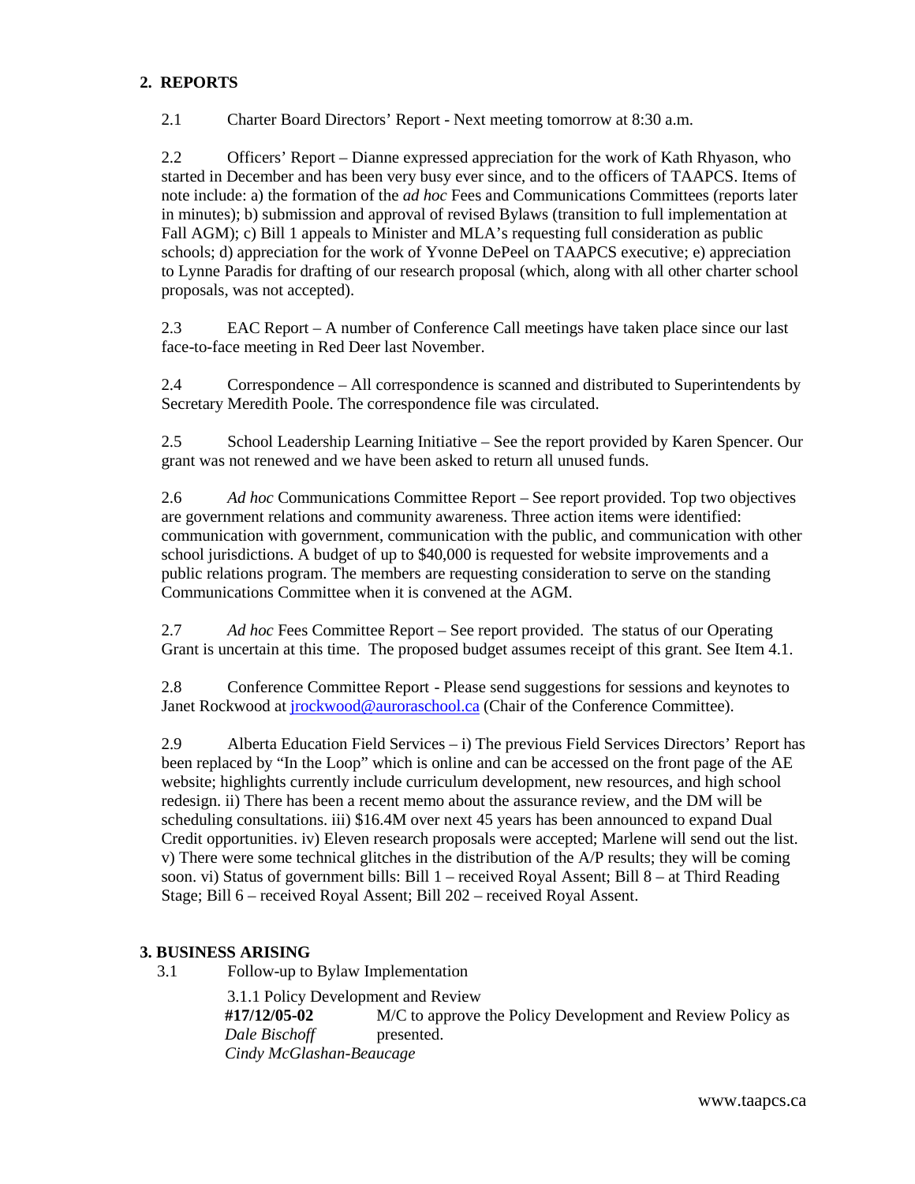## 2. REPORTS

2.1 Charter Board Directors' Report - Next meeting tomorrow at 8:30 a.m.

2.2 Officers' Report – Dianne expressed appreciation for the work of Kath Rhyason, who started in December and has been very busy ever since, and to the officers of TAAPCS. Items of note include: a) the formation of the *ad hoc* Fees and Communications Committees (reports later in minutes); b) submission and approval of revised Bylaws (transition to full implementation at Fall AGM); c) Bill 1 appeals to Minister and MLA's requesting full consideration as public schools; d) appreciation for the work of Yvonne DePeel on TAAPCS executive; e) appreciation to Lynne Paradis for drafting of our research proposal (which, along with all other charter school proposals, was not accepted).

2.3 EAC Report – A number of Conference Call meetings have taken place since our last face-to-face meeting in Red Deer last November.

2.4 Correspondence – All correspondence is scanned and distributed to Superintendents by Secretary Meredith Poole. The correspondence file was circulated.

2.5 School Leadership Learning Initiative – See the report provided by Karen Spencer. Our grant was not renewed and we have been asked to return all unused funds.

2.6 *Ad hoc* Communications Committee Report – See report provided. Top two objectives are government relations and community awareness. Three action items were identified: communication with government, communication with the public, and communication with other school jurisdictions. A budget of up to $40,000 is requested for website improvements and a public relations program. The members are requesting consideration to serve on the standing Communications Committee when it is convened at the AGM.

2.7 *Ad hoc* Fees Committee Report – See report provided. The status of our Operating Grant is uncertain at this time. The proposed budget assumes receipt of this grant. See Item 4.1.

2.8 Conference Committee Report - Please send suggestions for sessions and keynotes to Janet Rockwood at jrockwood@auroraschool.ca (Chair of the Conference Committee).

2.9 Alberta Education Field Services – i) The previous Field Services Directors' Report has been replaced by "In the Loop" which is online and can be accessed on the front page of the AE website; highlights currently include curriculum development, new resources, and high school redesign. ii) There has been a recent memo about the assurance review, and the DM will be scheduling consultations. iii) $16.4M over next 45 years has been announced to expand Dual Credit opportunities. iv) Eleven research proposals were accepted; Marlene will send out the list. v) There were some technical glitches in the distribution of the A/P results; they will be coming soon. vi) Status of government bills: Bill 1 – received Royal Assent; Bill 8 – at Third Reading Stage; Bill 6 – received Royal Assent; Bill 202 – received Royal Assent.

## 3. BUSINESS ARISING

3.1 Follow-up to Bylaw Implementation

3.1.1 Policy Development and Review

**#17/12/05-02** M/C to approve the Policy Development and Review Policy as presented.
*Dale Bischoff*
*Cindy McGlashan-Beaucage*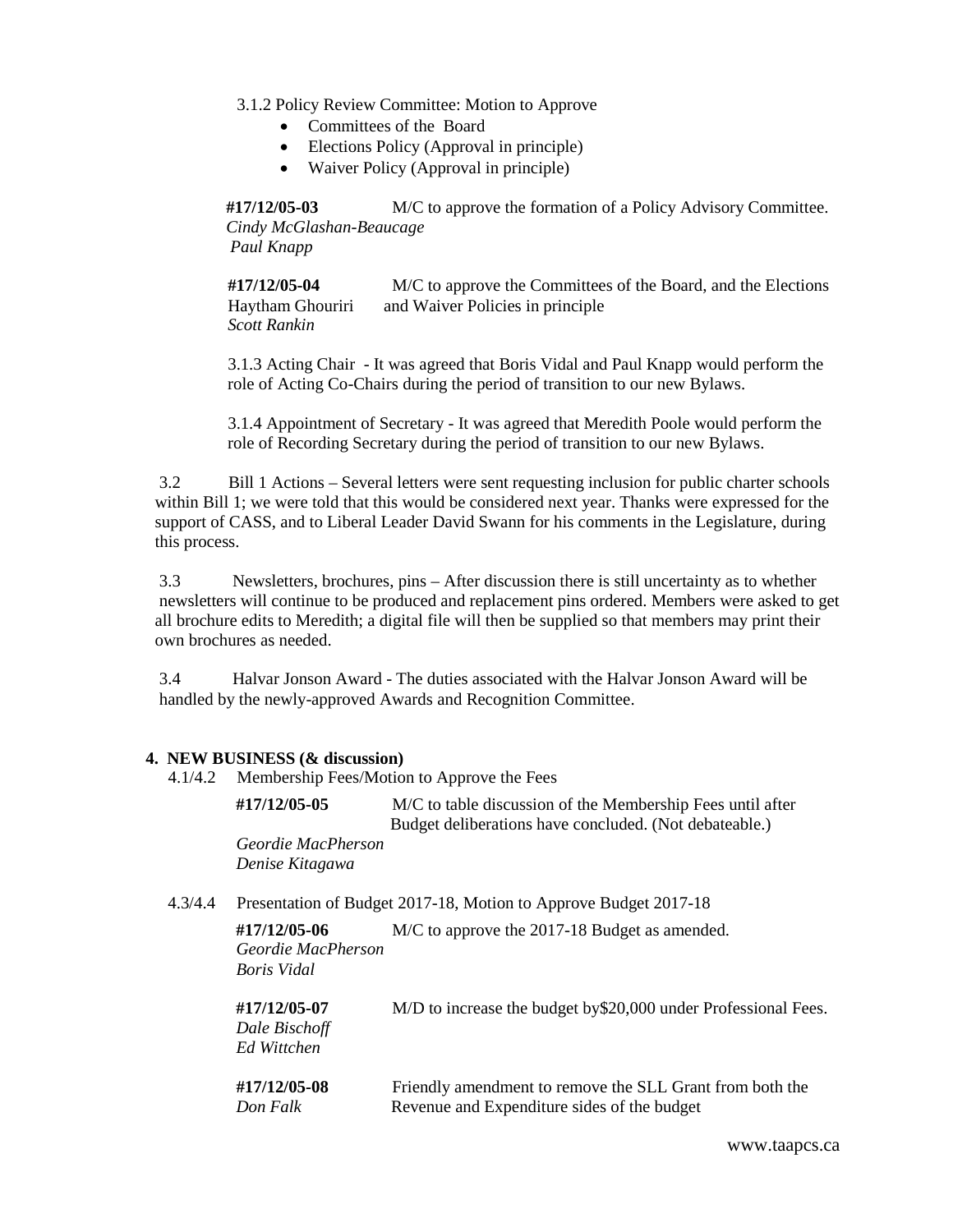3.1.2 Policy Review Committee: Motion to Approve

- Committees of the Board
- Elections Policy (Approval in principle)
- Waiver Policy (Approval in principle)

**#17/12/05-03** M/C to approve the formation of a Policy Advisory Committee.
*Cindy McGlashan-Beaucage*
*Paul Knapp*

**#17/12/05-04** M/C to approve the Committees of the Board, and the Elections and Waiver Policies in principle
Haytham Ghouriri
*Scott Rankin*

3.1.3 Acting Chair - It was agreed that Boris Vidal and Paul Knapp would perform the role of Acting Co-Chairs during the period of transition to our new Bylaws.

3.1.4 Appointment of Secretary - It was agreed that Meredith Poole would perform the role of Recording Secretary during the period of transition to our new Bylaws.

3.2 Bill 1 Actions – Several letters were sent requesting inclusion for public charter schools within Bill 1; we were told that this would be considered next year. Thanks were expressed for the support of CASS, and to Liberal Leader David Swann for his comments in the Legislature, during this process.

3.3 Newsletters, brochures, pins – After discussion there is still uncertainty as to whether newsletters will continue to be produced and replacement pins ordered. Members were asked to get all brochure edits to Meredith; a digital file will then be supplied so that members may print their own brochures as needed.

3.4 Halvar Jonson Award - The duties associated with the Halvar Jonson Award will be handled by the newly-approved Awards and Recognition Committee.

## 4. NEW BUSINESS (& discussion)

4.1/4.2 Membership Fees/Motion to Approve the Fees

**#17/12/05-05** M/C to table discussion of the Membership Fees until after Budget deliberations have concluded. (Not debateable.)
*Geordie MacPherson*
*Denise Kitagawa*

4.3/4.4 Presentation of Budget 2017-18, Motion to Approve Budget 2017-18

**#17/12/05-06** M/C to approve the 2017-18 Budget as amended.
*Geordie MacPherson*
*Boris Vidal*

**#17/12/05-07** M/D to increase the budget by$20,000 under Professional Fees.
*Dale Bischoff*
*Ed Wittchen*

**#17/12/05-08** Friendly amendment to remove the SLL Grant from both the Revenue and Expenditure sides of the budget
*Don Falk*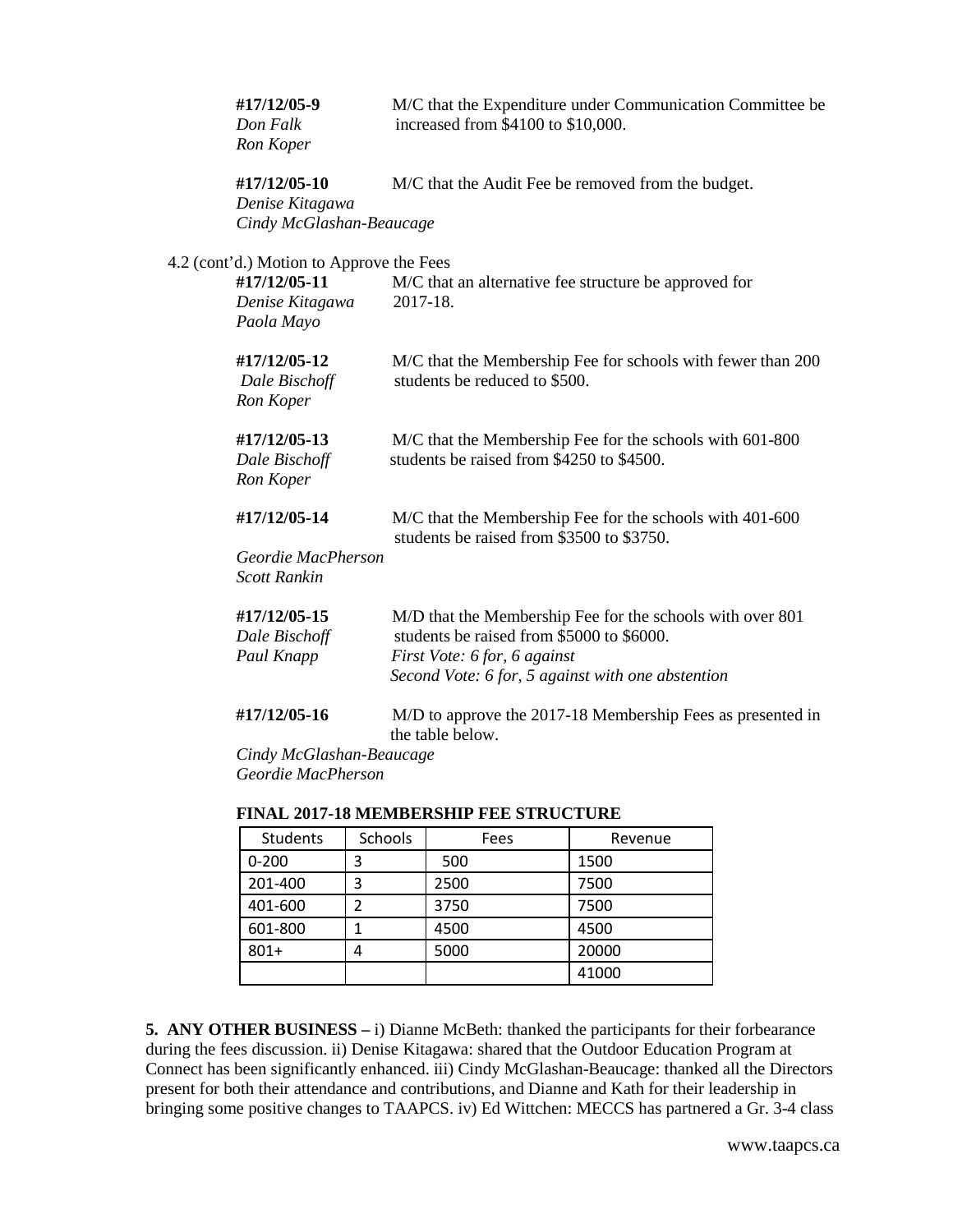**#17/12/05-9** M/C that the Expenditure under Communication Committee be increased from $4100 to $10,000.
*Don Falk*
*Ron Koper*

**#17/12/05-10** M/C that the Audit Fee be removed from the budget.
*Denise Kitagawa*
*Cindy McGlashan-Beaucage*

4.2 (cont'd.) Motion to Approve the Fees

**#17/12/05-11** M/C that an alternative fee structure be approved for 2017-18.
*Denise Kitagawa*
*Paola Mayo*

**#17/12/05-12** M/C that the Membership Fee for schools with fewer than 200 students be reduced to $500.
*Dale Bischoff*
*Ron Koper*

**#17/12/05-13** M/C that the Membership Fee for the schools with 601-800 students be raised from $4250 to $4500.
*Dale Bischoff*
*Ron Koper*

**#17/12/05-14** M/C that the Membership Fee for the schools with 401-600 students be raised from $3500 to $3750.
*Geordie MacPherson*
*Scott Rankin*

**#17/12/05-15** M/D that the Membership Fee for the schools with over 801 students be raised from $5000 to $6000.
*Dale Bischoff*
*Paul Knapp*
*First Vote: 6 for, 6 against*
*Second Vote: 6 for, 5 against with one abstention*

**#17/12/05-16** M/D to approve the 2017-18 Membership Fees as presented in the table below.
*Cindy McGlashan-Beaucage*
*Geordie MacPherson*

**FINAL 2017-18 MEMBERSHIP FEE STRUCTURE**

| Students | Schools | Fees | Revenue |
|---|---|---|---|
| 0-200 | 3 | 500 | 1500 |
| 201-400 | 3 | 2500 | 7500 |
| 401-600 | 2 | 3750 | 7500 |
| 601-800 | 1 | 4500 | 4500 |
| 801+ | 4 | 5000 | 20000 |
| | | | 41000 |

**5. ANY OTHER BUSINESS –** i) Dianne McBeth: thanked the participants for their forbearance during the fees discussion. ii) Denise Kitagawa: shared that the Outdoor Education Program at Connect has been significantly enhanced. iii) Cindy McGlashan-Beaucage: thanked all the Directors present for both their attendance and contributions, and Dianne and Kath for their leadership in bringing some positive changes to TAAPCS. iv) Ed Wittchen: MECCS has partnered a Gr. 3-4 class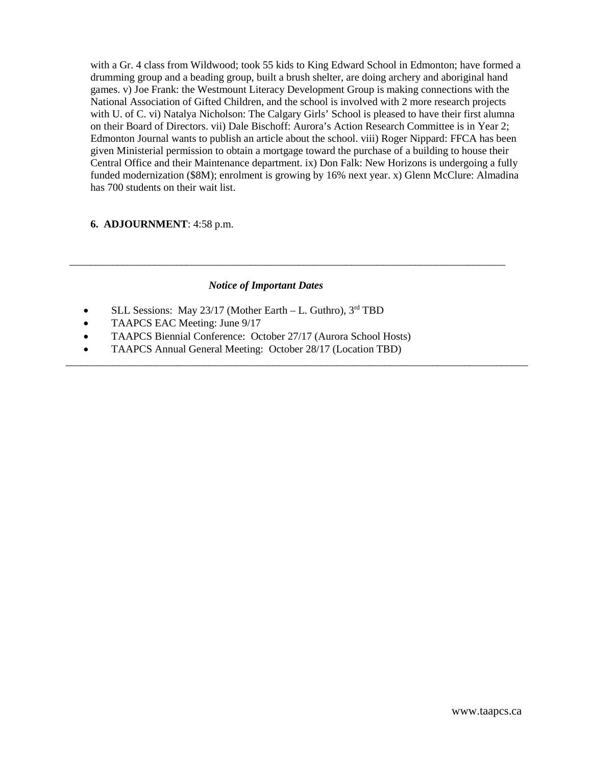with a Gr. 4 class from Wildwood; took 55 kids to King Edward School in Edmonton; have formed a drumming group and a beading group, built a brush shelter, are doing archery and aboriginal hand games. v) Joe Frank: the Westmount Literacy Development Group is making connections with the National Association of Gifted Children, and the school is involved with 2 more research projects with U. of C. vi) Natalya Nicholson: The Calgary Girls' School is pleased to have their first alumna on their Board of Directors. vii) Dale Bischoff: Aurora's Action Research Committee is in Year 2; Edmonton Journal wants to publish an article about the school. viii) Roger Nippard: FFCA has been given Ministerial permission to obtain a mortgage toward the purchase of a building to house their Central Office and their Maintenance department. ix) Don Falk: New Horizons is undergoing a fully funded modernization ($8M); enrolment is growing by 16% next year. x) Glenn McClure: Almadina has 700 students on their wait list.

**6. ADJOURNMENT**: 4:58 p.m.

---

***Notice of Important Dates***

- SLL Sessions: May 23/17 (Mother Earth – L. Guthro), 3rd TBD
- TAAPCS EAC Meeting: June 9/17
- TAAPCS Biennial Conference: October 27/17 (Aurora School Hosts)
- TAAPCS Annual General Meeting: October 28/17 (Location TBD)

---

www.taapcs.ca